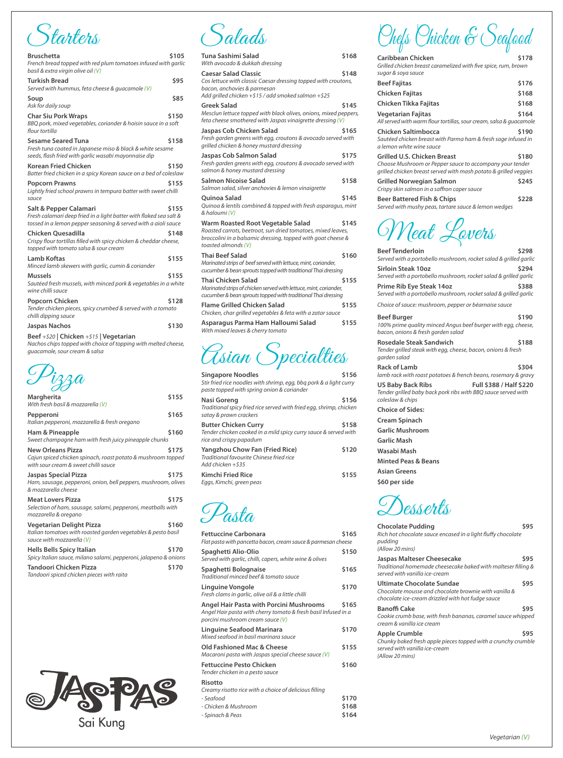# Starters

**Bruschetta** $105
*French bread topped with red plum tomatoes infused with garlic basil & extra virgin olive oil (V)*

**Turkish Bread** $95
*Served with hummus, feta cheese & guacamole (V)*

**Soup** $85
*Ask for daily soup*

**Char Siu Pork Wraps** $150
*BBQ pork, mixed vegetables, coriander & hoisin sauce in a soft flour tortilla*

**Sesame Seared Tuna** $158
*Fresh tuna coated in Japanese miso & black & white sesame seeds, flash fried with garlic wasabi mayonnaise dip*

**Korean Fried Chicken** $150
*Batter fried chicken in a spicy Korean sauce on a bed of coleslaw*

**Popcorn Prawns** $155
*Lightly fried school prawns in tempura batter with sweet chilli sauce*

**Salt & Pepper Calamari** $155
*Fresh calamari deep fried in a light batter with flaked sea salt & tossed in a lemon pepper seasoning & served with a aioli sauce*

**Chicken Quesadilla** $148
*Crispy flour tortillas filled with spicy chicken & cheddar cheese, topped with tomato salsa & sour cream*

**Lamb Koftas** $155
*Minced lamb skewers with garlic, cumin & coriander*

**Mussels** $155
*Sautéed fresh mussels, with minced pork & vegetables in a white wine chilli sauce*

**Popcorn Chicken** $128
*Tender chicken pieces, spicy crumbed & served with a tomato chilli dipping sauce*

**Jaspas Nachos** $130

**Beef** *+$20* **| Chicken** *+$15* **| Vegetarian**
*Nachos chips topped with choice of topping with melted cheese, guacamole, sour cream & salsa*

# Pizza

**Margherita** $155
*With fresh basil & mozzarella (V)*

**Pepperoni** $165
*Italian pepperoni, mozzarella & fresh oregano*

**Ham & Pineapple** $160
*Sweet champagne ham with fresh juicy pineapple chunks*

**New Orleans Pizza** $175
*Cajun spiced chicken spinach, roast potato & mushroom topped with sour cream & sweet chilli sauce*

**Jaspas Special Pizza** $175
*Ham, sausage, pepperoni, onion, bell peppers, mushroom, olives & mozzarella cheese*

**Meat Lovers Pizza** $175
*Selection of ham, sausage, salami, pepperoni, meatballs with mozzarella & oregano*

**Vegetarian Delight Pizza** $160
*Italian tomatoes with roasted garden vegetables & pesto basil sauce with mozzarella (V)*

**Hells Bells Spicy Italian** $170
*Spicy Italian sauce, milano salami, pepperoni, jalapeno & onions*

**Tandoori Chicken Pizza** $170
*Tandoori spiced chicken pieces with raita*

JASPAS Sai Kung

# Salads

**Tuna Sashimi Salad** $168
*With avocado & dukkah dressing*

**Caesar Salad Classic** $148
*Cos lettuce with classic Caesar dressing topped with croutons, bacon, anchovies & parmesan*
*Add grilled chicken +$15 / add smoked salmon +$25*

**Greek Salad** $145
*Mesclun lettuce topped with black olives, onions, mixed peppers, feta cheese smothered with Jaspas vinaigrette dressing (V)*

**Jaspas Cob Chicken Salad** $165
*Fresh garden greens with egg, croutons & avocado served with grilled chicken & honey mustard dressing*

**Jaspas Cob Salmon Salad** $175
*Fresh garden greens with egg, croutons & avocado served with salmon & honey mustard dressing*

**Salmon Nicoise Salad** $158
*Salmon salad, silver anchovies & lemon vinaigrette*

**Quinoa Salad** $145
*Quinoa & lentils combined & topped with fresh asparagus, mint & haloumi (V)*

**Warm Roasted Root Vegetable Salad** $145
*Roasted carrots, beetroot, sun dried tomatoes, mixed leaves, broccolini in a balsamic dressing, topped with goat cheese & toasted almonds (V)*

**Thai Beef Salad** $160
*Marinated strips of beef served with lettuce, mint, coriander, cucumber & bean sprouts topped with traditional Thai dressing*

**Thai Chicken Salad** $155
*Marinated strips of chicken served with lettuce, mint, coriander, cucumber & bean sprouts topped with traditional Thai dressing*

**Flame Grilled Chicken Salad** $155
*Chicken, char grilled vegetables & feta with a zatar sauce*

**Asparagus Parma Ham Halloumi Salad** $155
*With mixed leaves & cherry tomato*

# Asian Specialties

**Singapore Noodles** $156
*Stir fried rice noodles with shrimp, egg, bbq pork & a light curry paste topped with spring onion & coriander*

**Nasi Goreng** $156
*Traditional spicy fried rice served with fried egg, shrimp, chicken satay & prawn crackers*

**Butter Chicken Curry** $158
*Tender chicken cooked in a mild spicy curry sauce & served with rice and crispy papadum*

**Yangzhou Chow Fan (Fried Rice)** $120
*Traditional favourite Chinese fried rice*
*Add chicken +$35*

**Kimchi Fried Rice** $155
*Eggs, Kimchi, green peas*

# Pasta

**Fettuccine Carbonara** $165
*Flat pasta with pancetta bacon, cream sauce & parmesan cheese*

**Spaghetti Alio-Olio** $150
*Served with garlic, chilli, capers, white wine & olives*

**Spaghetti Bolognaise** $165
*Traditional minced beef & tomato sauce*

**Linguine Vongole** $170
*Fresh clams in garlic, olive oil & a little chilli*

**Angel Hair Pasta with Porcini Mushrooms** $165
*Angel Hair pasta with cherry tomato & fresh basil Infused in a porcini mushroom cream sauce (V)*

**Linguine Seafood Marinara** $170
*Mixed seafood in basil marinara sauce*

**Old Fashioned Mac & Cheese** $155
*Macaroni pasta with Jaspas special cheese sauce (V)*

**Fettuccine Pesto Chicken** $160
*Tender chicken in a pesto sauce*

**Risotto**
*Creamy risotto rice with a choice of delicious filling*
*- Seafood* $170
*- Chicken & Mushroom* $168
*- Spinach & Peas* $164

# Chefs Chicken & Seafood

**Caribbean Chicken** $178
*Grilled chicken breast caramelized with five spice, rum, brown sugar & soya sauce*

**Beef Fajitas** $176

**Chicken Fajitas** $168

**Chicken Tikka Fajitas** $168

**Vegetarian Fajitas** $164
*All served with warm flour tortillas, sour cream, salsa & guacamole*

**Chicken Saltimbocca** $190
*Sautéed chicken breast with Parma ham & fresh sage infused in a lemon white wine sauce*

**Grilled U.S. Chicken Breast** $180
*Choose Mushroom or Pepper sauce to accompany your tender grilled chicken breast served with mash potato & grilled veggies*

**Grilled Norwegian Salmon** $245
*Crispy skin salmon in a saffron caper sauce*

**Beer Battered Fish & Chips** $228
*Served with mushy peas, tartare sauce & lemon wedges*

# Meat Lovers

**Beef Tenderloin** $298
*Served with a portobello mushroom, rocket salad & grilled garlic*

**Sirloin Steak 10oz** $294
*Served with a portobello mushroom, rocket salad & grilled garlic*

**Prime Rib Eye Steak 14oz** $388
*Served with a portobello mushroom, rocket salad & grilled garlic*

*Choice of sauce: mushroom, pepper or béarnaise sauce*

**Beef Burger** $190
*100% prime quality minced Angus beef burger with egg, cheese, bacon, onions & fresh garden salad*

**Rosedale Steak Sandwich** $188
*Tender grilled steak with egg, cheese, bacon, onions & fresh garden salad*

**Rack of Lamb** $304
*lamb rack with roast potatoes & french beans, rosemary & gravy*

**US Baby Back Ribs** Full $388 / Half $220
*Tender grilled baby back pork ribs with BBQ sauce served with coleslaw & chips*

**Choice of Sides:**

**Cream Spinach**

**Garlic Mushroom**

**Garlic Mash**

**Wasabi Mash**

**Minted Peas & Beans**

**Asian Greens**

**$60 per side**

# Desserts

**Chocolate Pudding** $95
*Rich hot chocolate sauce encased in a light fluffy chocolate pudding*
*(Allow 20 mins)*

**Jaspas Malteser Cheesecake** $95
*Traditional homemade cheesecake baked with malteser filling & served with vanilla ice-cream*

**Ultimate Chocolate Sundae** $95
*Chocolate mousse and chocolate brownie with vanilla & chocolate ice-cream drizzled with hot fudge sauce*

**Banoffi Cake** $95
*Cookie crumb base, with fresh bananas, caramel sauce whipped cream & vanilla ice cream*

**Apple Crumble** $95
*Chunky baked fresh apple pieces topped with a crunchy crumble served with vanilla ice-cream*
*(Allow 20 mins)*

*Vegetarian (V)*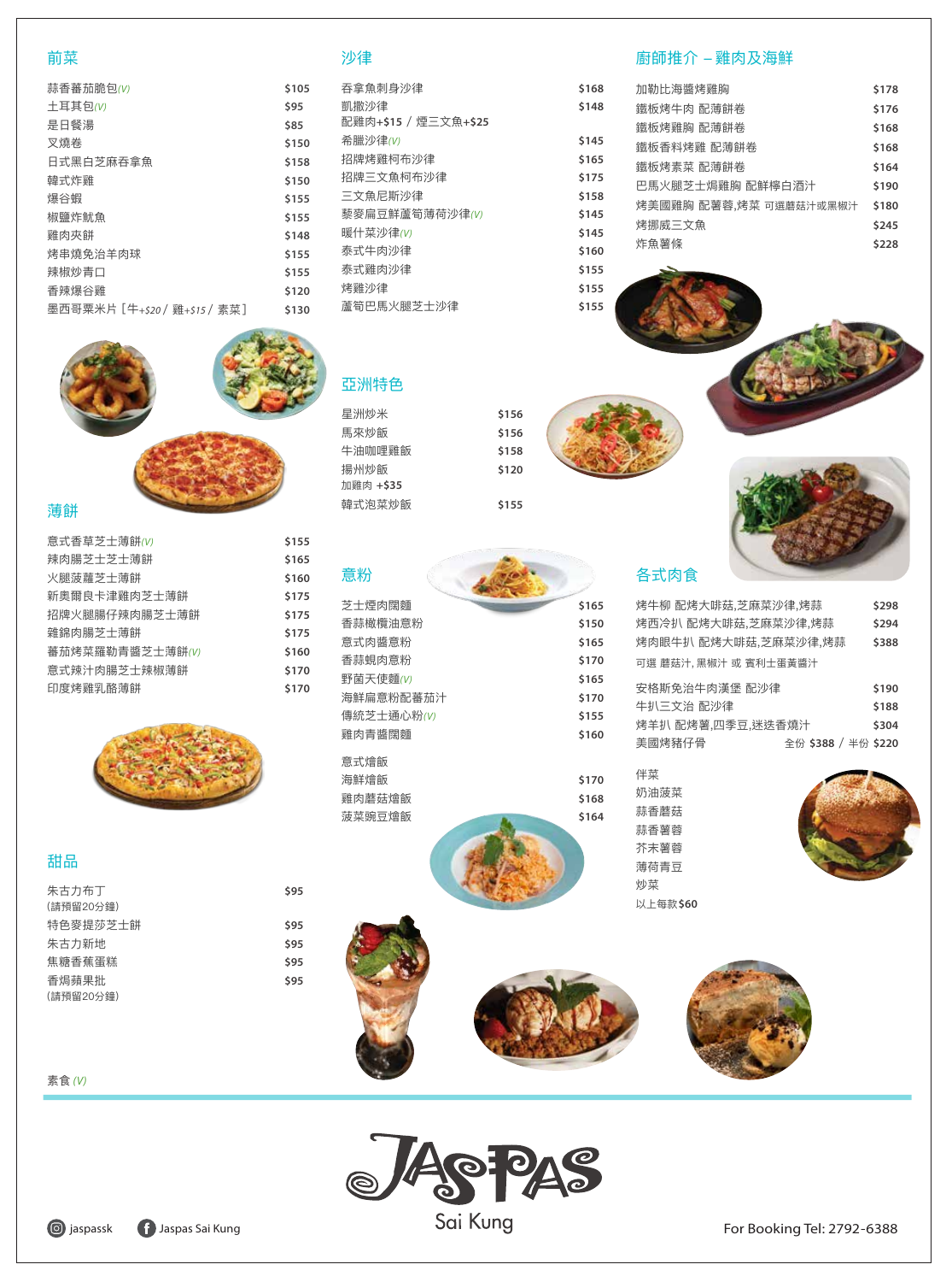## 前菜

| | |
|---|---|
| 蒜香蕃茄脆包(V) | $105 |
| 土耳其包(V) | $95 |
| 是日餐湯 | $85 |
| 叉燒卷 | $150 |
| 日式黑白芝麻吞拿魚 | $158 |
| 韓式炸雞 | $150 |
| 爆谷蝦 | $155 |
| 椒鹽炸魷魚 | $155 |
| 雞肉夾餅 | $148 |
| 烤串燒免治羊肉球 | $155 |
| 辣椒炒青口 | $155 |
| 香辣爆谷雞 | $120 |
| 墨西哥粟米片 [牛+$20 / 雞+$15 / 素菜] | $130 |

## 薄餅

| | |
|---|---|
| 意式香草芝士薄餅(V) | $155 |
| 辣肉腸芝士芝士薄餅 | $165 |
| 火腿菠蘿芝士薄餅 | $160 |
| 新奧爾良卡津雞肉芝士薄餅 | $175 |
| 招牌火腿腸仔辣肉腸芝士薄餅 | $175 |
| 雜錦肉腸芝士薄餅 | $175 |
| 蕃茄烤菜羅勒青醬芝士薄餅(V) | $160 |
| 意式辣汁肉腸芝士辣椒薄餅 | $170 |
| 印度烤雞乳酪薄餅 | $170 |

## 甜品

| | |
|---|---|
| 朱古力布丁<br>(請預留20分鐘) | $95 |
| 特色麥提莎芝士餅 | $95 |
| 朱古力新地 | $95 |
| 焦糖香蕉蛋糕 | $95 |
| 香焗蘋果批<br>(請預留20分鐘) | $95 |

素食 (V)

## 沙律

| | |
|---|---|
| 吞拿魚刺身沙律 | $168 |
| 凱撒沙律<br>配雞肉+$15 / 煙三文魚+$25 | $148 |
| 希臘沙律(V) | $145 |
| 招牌烤雞柯布沙律 | $165 |
| 招牌三文魚柯布沙律 | $175 |
| 三文魚尼斯沙律 | $158 |
| 藜麥扁豆鮮蘆筍薄荷沙律(V) | $145 |
| 暖什菜沙律(V) | $145 |
| 泰式牛肉沙律 | $160 |
| 泰式雞肉沙律 | $155 |
| 烤雞沙律 | $155 |
| 蘆筍巴馬火腿芝士沙律 | $155 |

## 亞洲特色

| | |
|---|---|
| 星洲炒米 | $156 |
| 馬來炒飯 | $156 |
| 牛油咖哩雞飯 | $158 |
| 揚州炒飯<br>加雞肉 +$35 | $120 |
| 韓式泡菜炒飯 | $155 |

## 意粉

| | |
|---|---|
| 芝士煙肉闊麵 | $165 |
| 香蒜橄欖油意粉 | $150 |
| 意式肉醬意粉 | $165 |
| 香蒜蜆肉意粉 | $170 |
| 野菌天使麵(V) | $165 |
| 海鮮扁意粉配蕃茄汁 | $170 |
| 傳統芝士通心粉(V) | $155 |
| 雞肉青醬闊麵 | $160 |

意式燴飯

| | |
|---|---|
| 海鮮燴飯 | $170 |
| 雞肉蘑菇燴飯 | $168 |
| 菠菜豌豆燴飯 | $164 |

## 廚師推介 – 雞肉及海鮮

| | |
|---|---|
| 加勒比海醬烤雞胸 | $178 |
| 鐵板烤牛肉 配薄餅卷 | $176 |
| 鐵板烤雞胸 配薄餅卷 | $168 |
| 鐵板香料烤雞 配薄餅卷 | $168 |
| 鐵板烤素菜 配薄餅卷 | $164 |
| 巴馬火腿芝士焗雞胸 配鮮檸白酒汁 | $190 |
| 烤美國雞胸 配薯蓉,烤菜 可選蘑菇汁或黑椒汁 | $180 |
| 烤挪威三文魚 | $245 |
| 炸魚薯條 | $228 |

## 各式肉食

| | |
|---|---|
| 烤牛柳 配烤大啡菇,芝麻菜沙律,烤蒜 | $298 |
| 烤西冷扒 配烤大啡菇,芝麻菜沙律,烤蒜 | $294 |
| 烤肉眼牛扒 配烤大啡菇,芝麻菜沙律,烤蒜 | $388 |

可選 蘑菇汁, 黑椒汁 或 賓利士蛋黃醬汁

| | |
|---|---|
| 安格斯免治牛肉漢堡 配沙律 | $190 |
| 牛扒三文治 配沙律 | $188 |
| 烤羊扒 配烤薯,四季豆,迷迭香燒汁 | $304 |
| 美國烤豬仔骨 | 全份 $388 / 半份 $220 |

伴菜
- 奶油菠菜
- 蒜香蘑菇
- 蒜香薯蓉
- 芥末薯蓉
- 薄荷青豆
- 炒菜

以上每款**$60**

JASPAS Sai Kung

jaspassk | Jaspas Sai Kung

For Booking Tel: 2792-6388